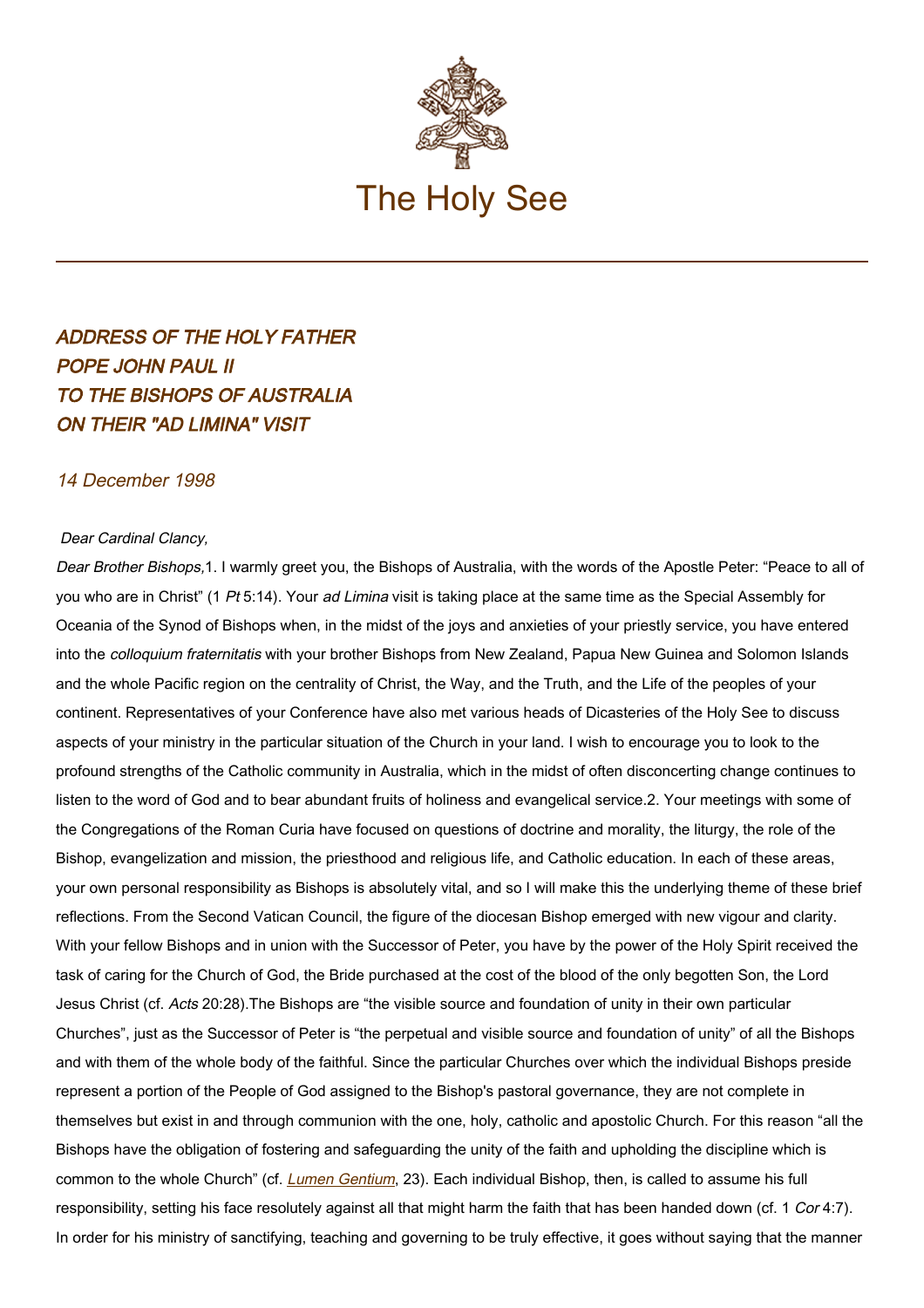# The Holy See

## *ADDRESS OF THE HOLY FATHER POPE JOHN PAUL II TO THE BISHOPS OF AUSTRALIA ON THEIR "AD LIMINA" VISIT*

*14 December 1998*

*Dear Cardinal Clancy,*

*Dear Brother Bishops,*

1. I warmly greet you, the Bishops of Australia, with the words of the Apostle Peter: "Peace to all of you who are in Christ" (1 *Pt* 5:14). Your *ad Limina* visit is taking place at the same time as the Special Assembly for Oceania of the Synod of Bishops when, in the midst of the joys and anxieties of your priestly service, you have entered into the *colloquium fraternitatis* with your brother Bishops from New Zealand, Papua New Guinea and Solomon Islands and the whole Pacific region on the centrality of Christ, the Way, and the Truth, and the Life of the peoples of your continent. Representatives of your Conference have also met various heads of Dicasteries of the Holy See to discuss aspects of your ministry in the particular situation of the Church in your land. I wish to encourage you to look to the profound strengths of the Catholic community in Australia, which in the midst of often disconcerting change continues to listen to the word of God and to bear abundant fruits of holiness and evangelical service.

2. Your meetings with some of the Congregations of the Roman Curia have focused on questions of doctrine and morality, the liturgy, the role of the Bishop, evangelization and mission, the priesthood and religious life, and Catholic education. In each of these areas, your own personal responsibility as Bishops is absolutely vital, and so I will make this the underlying theme of these brief reflections. From the Second Vatican Council, the figure of the diocesan Bishop emerged with new vigour and clarity. With your fellow Bishops and in union with the Successor of Peter, you have by the power of the Holy Spirit received the task of caring for the Church of God, the Bride purchased at the cost of the blood of the only begotten Son, the Lord Jesus Christ (cf. *Acts* 20:28).

The Bishops are "the visible source and foundation of unity in their own particular Churches", just as the Successor of Peter is "the perpetual and visible source and foundation of unity" of all the Bishops and with them of the whole body of the faithful. Since the particular Churches over which the individual Bishops preside represent a portion of the People of God assigned to the Bishop's pastoral governance, they are not complete in themselves but exist in and through communion with the one, holy, catholic and apostolic Church. For this reason "all the Bishops have the obligation of fostering and safeguarding the unity of the faith and upholding the discipline which is common to the whole Church" (cf. *Lumen Gentium*, 23). Each individual Bishop, then, is called to assume his full responsibility, setting his face resolutely against all that might harm the faith that has been handed down (cf. 1 *Cor* 4:7). In order for his ministry of sanctifying, teaching and governing to be truly effective, it goes without saying that the manner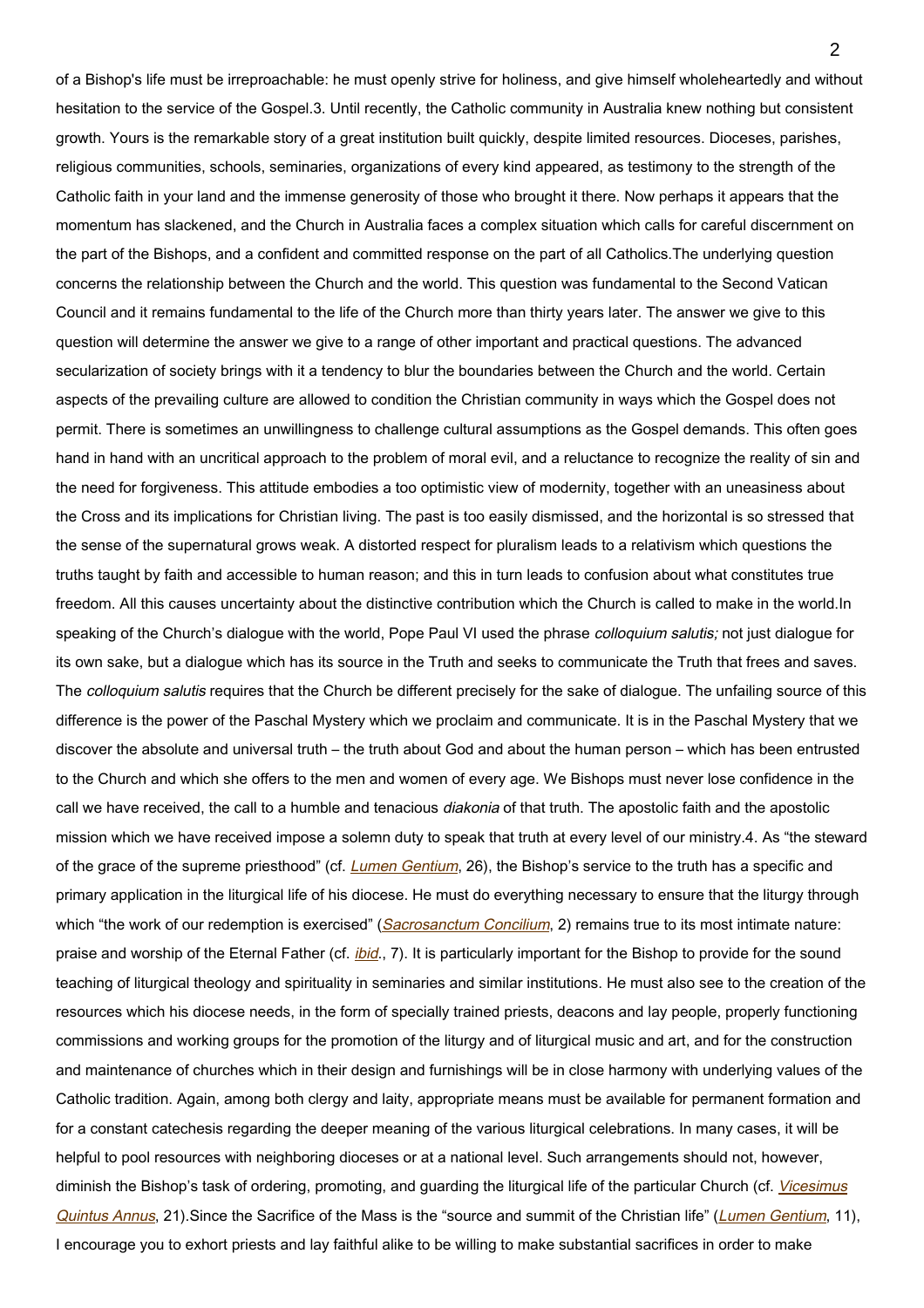of a Bishop's life must be irreproachable: he must openly strive for holiness, and give himself wholeheartedly and without hesitation to the service of the Gospel.3. Until recently, the Catholic community in Australia knew nothing but consistent growth. Yours is the remarkable story of a great institution built quickly, despite limited resources. Dioceses, parishes, religious communities, schools, seminaries, organizations of every kind appeared, as testimony to the strength of the Catholic faith in your land and the immense generosity of those who brought it there. Now perhaps it appears that the momentum has slackened, and the Church in Australia faces a complex situation which calls for careful discernment on the part of the Bishops, and a confident and committed response on the part of all Catholics.The underlying question concerns the relationship between the Church and the world. This question was fundamental to the Second Vatican Council and it remains fundamental to the life of the Church more than thirty years later. The answer we give to this question will determine the answer we give to a range of other important and practical questions. The advanced secularization of society brings with it a tendency to blur the boundaries between the Church and the world. Certain aspects of the prevailing culture are allowed to condition the Christian community in ways which the Gospel does not permit. There is sometimes an unwillingness to challenge cultural assumptions as the Gospel demands. This often goes hand in hand with an uncritical approach to the problem of moral evil, and a reluctance to recognize the reality of sin and the need for forgiveness. This attitude embodies a too optimistic view of modernity, together with an uneasiness about the Cross and its implications for Christian living. The past is too easily dismissed, and the horizontal is so stressed that the sense of the supernatural grows weak. A distorted respect for pluralism leads to a relativism which questions the truths taught by faith and accessible to human reason; and this in turn leads to confusion about what constitutes true freedom. All this causes uncertainty about the distinctive contribution which the Church is called to make in the world.In speaking of the Church's dialogue with the world, Pope Paul VI used the phrase *colloquium salutis;* not just dialogue for its own sake, but a dialogue which has its source in the Truth and seeks to communicate the Truth that frees and saves. The *colloquium salutis* requires that the Church be different precisely for the sake of dialogue. The unfailing source of this difference is the power of the Paschal Mystery which we proclaim and communicate. It is in the Paschal Mystery that we discover the absolute and universal truth – the truth about God and about the human person – which has been entrusted to the Church and which she offers to the men and women of every age. We Bishops must never lose confidence in the call we have received, the call to a humble and tenacious *diakonia* of that truth. The apostolic faith and the apostolic mission which we have received impose a solemn duty to speak that truth at every level of our ministry.4. As "the steward of the grace of the supreme priesthood" (cf. *Lumen Gentium*, 26), the Bishop's service to the truth has a specific and primary application in the liturgical life of his diocese. He must do everything necessary to ensure that the liturgy through which "the work of our redemption is exercised" (*Sacrosanctum Concilium*, 2) remains true to its most intimate nature: praise and worship of the Eternal Father (cf. *ibid*., 7). It is particularly important for the Bishop to provide for the sound teaching of liturgical theology and spirituality in seminaries and similar institutions. He must also see to the creation of the resources which his diocese needs, in the form of specially trained priests, deacons and lay people, properly functioning commissions and working groups for the promotion of the liturgy and of liturgical music and art, and for the construction and maintenance of churches which in their design and furnishings will be in close harmony with underlying values of the Catholic tradition. Again, among both clergy and laity, appropriate means must be available for permanent formation and for a constant catechesis regarding the deeper meaning of the various liturgical celebrations. In many cases, it will be helpful to pool resources with neighboring dioceses or at a national level. Such arrangements should not, however, diminish the Bishop's task of ordering, promoting, and guarding the liturgical life of the particular Church (cf. *Vicesimus Quintus Annus*, 21).Since the Sacrifice of the Mass is the "source and summit of the Christian life" (*Lumen Gentium*, 11), I encourage you to exhort priests and lay faithful alike to be willing to make substantial sacrifices in order to make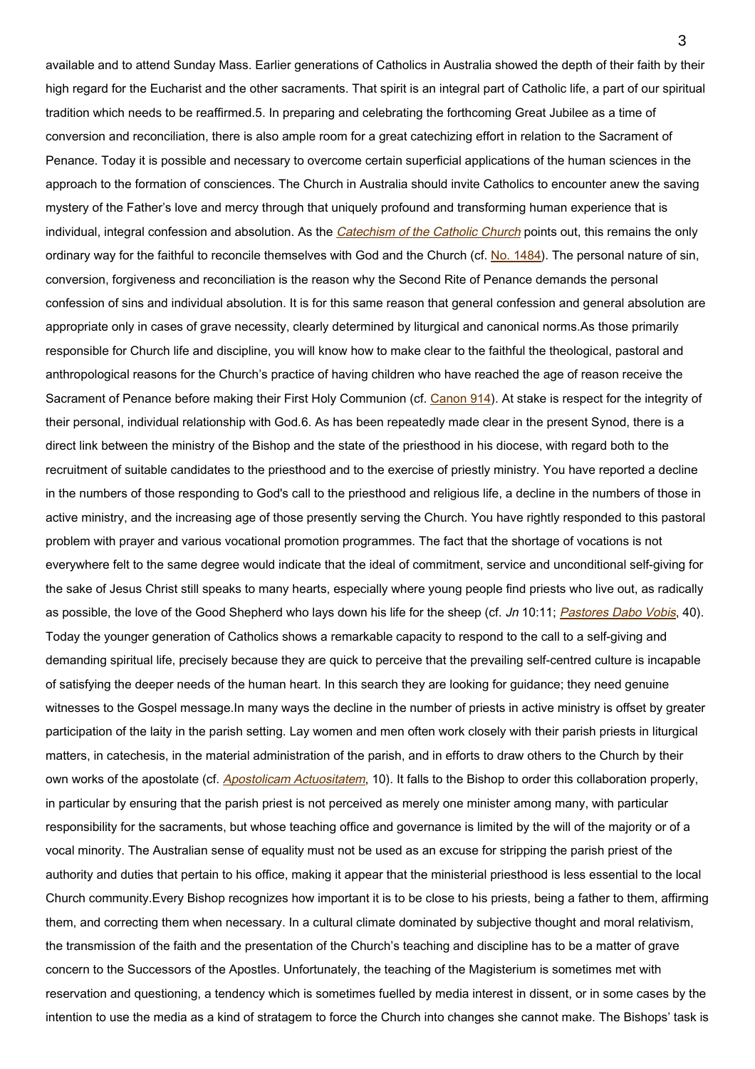available and to attend Sunday Mass. Earlier generations of Catholics in Australia showed the depth of their faith by their high regard for the Eucharist and the other sacraments. That spirit is an integral part of Catholic life, a part of our spiritual tradition which needs to be reaffirmed.5. In preparing and celebrating the forthcoming Great Jubilee as a time of conversion and reconciliation, there is also ample room for a great catechizing effort in relation to the Sacrament of Penance. Today it is possible and necessary to overcome certain superficial applications of the human sciences in the approach to the formation of consciences. The Church in Australia should invite Catholics to encounter anew the saving mystery of the Father's love and mercy through that uniquely profound and transforming human experience that is individual, integral confession and absolution. As the *Catechism of the Catholic Church* points out, this remains the only ordinary way for the faithful to reconcile themselves with God and the Church (cf. No. 1484). The personal nature of sin, conversion, forgiveness and reconciliation is the reason why the Second Rite of Penance demands the personal confession of sins and individual absolution. It is for this same reason that general confession and general absolution are appropriate only in cases of grave necessity, clearly determined by liturgical and canonical norms.As those primarily responsible for Church life and discipline, you will know how to make clear to the faithful the theological, pastoral and anthropological reasons for the Church's practice of having children who have reached the age of reason receive the Sacrament of Penance before making their First Holy Communion (cf. Canon 914). At stake is respect for the integrity of their personal, individual relationship with God.6. As has been repeatedly made clear in the present Synod, there is a direct link between the ministry of the Bishop and the state of the priesthood in his diocese, with regard both to the recruitment of suitable candidates to the priesthood and to the exercise of priestly ministry. You have reported a decline in the numbers of those responding to God's call to the priesthood and religious life, a decline in the numbers of those in active ministry, and the increasing age of those presently serving the Church. You have rightly responded to this pastoral problem with prayer and various vocational promotion programmes. The fact that the shortage of vocations is not everywhere felt to the same degree would indicate that the ideal of commitment, service and unconditional self-giving for the sake of Jesus Christ still speaks to many hearts, especially where young people find priests who live out, as radically as possible, the love of the Good Shepherd who lays down his life for the sheep (cf. *Jn* 10:11; *Pastores Dabo Vobis*, 40). Today the younger generation of Catholics shows a remarkable capacity to respond to the call to a self-giving and demanding spiritual life, precisely because they are quick to perceive that the prevailing self-centred culture is incapable of satisfying the deeper needs of the human heart. In this search they are looking for guidance; they need genuine witnesses to the Gospel message.In many ways the decline in the number of priests in active ministry is offset by greater participation of the laity in the parish setting. Lay women and men often work closely with their parish priests in liturgical matters, in catechesis, in the material administration of the parish, and in efforts to draw others to the Church by their own works of the apostolate (cf. *Apostolicam Actuositatem*, 10). It falls to the Bishop to order this collaboration properly, in particular by ensuring that the parish priest is not perceived as merely one minister among many, with particular responsibility for the sacraments, but whose teaching office and governance is limited by the will of the majority or of a vocal minority. The Australian sense of equality must not be used as an excuse for stripping the parish priest of the authority and duties that pertain to his office, making it appear that the ministerial priesthood is less essential to the local Church community.Every Bishop recognizes how important it is to be close to his priests, being a father to them, affirming them, and correcting them when necessary. In a cultural climate dominated by subjective thought and moral relativism, the transmission of the faith and the presentation of the Church's teaching and discipline has to be a matter of grave concern to the Successors of the Apostles. Unfortunately, the teaching of the Magisterium is sometimes met with reservation and questioning, a tendency which is sometimes fuelled by media interest in dissent, or in some cases by the intention to use the media as a kind of stratagem to force the Church into changes she cannot make. The Bishops' task is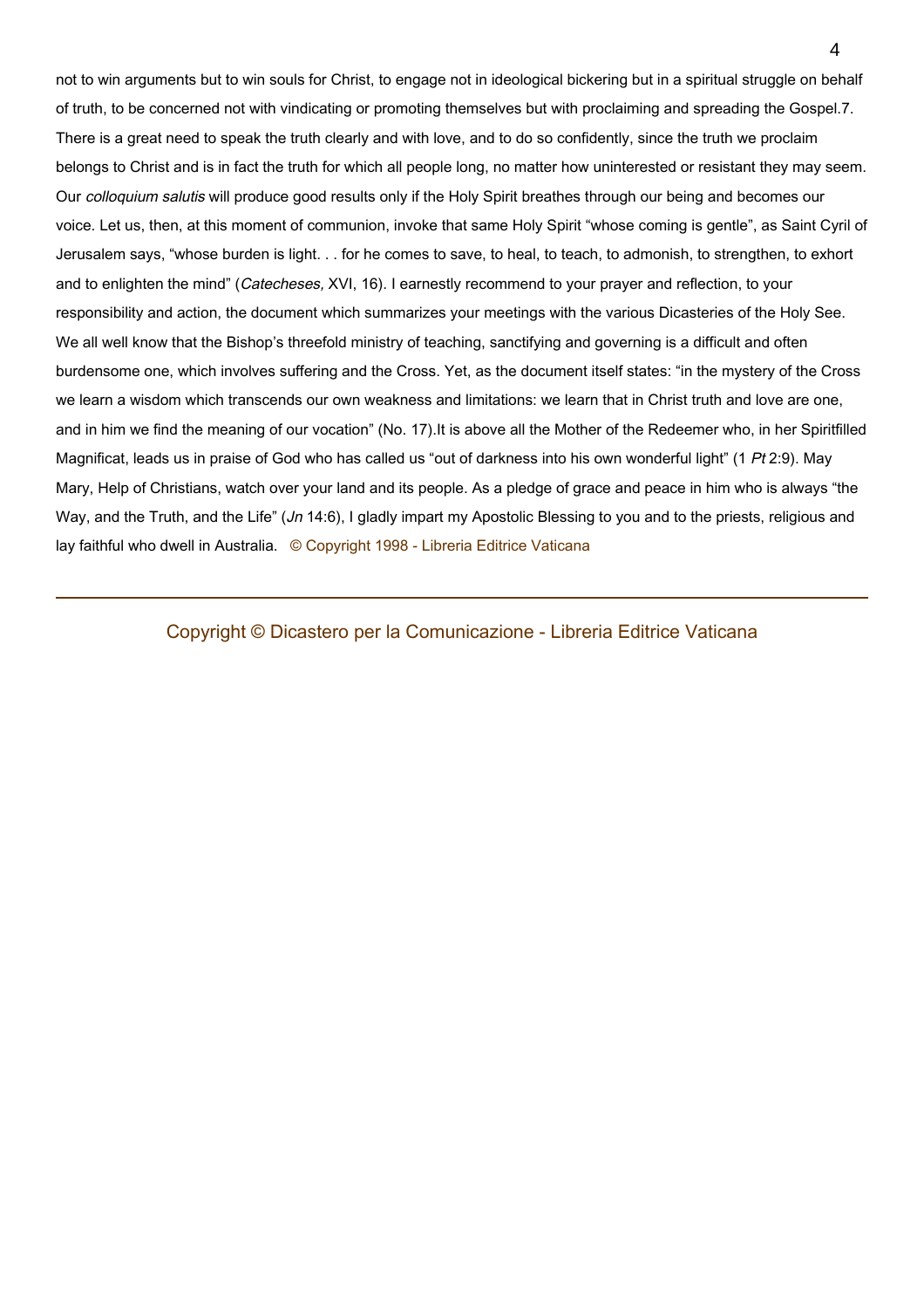not to win arguments but to win souls for Christ, to engage not in ideological bickering but in a spiritual struggle on behalf of truth, to be concerned not with vindicating or promoting themselves but with proclaiming and spreading the Gospel.7. There is a great need to speak the truth clearly and with love, and to do so confidently, since the truth we proclaim belongs to Christ and is in fact the truth for which all people long, no matter how uninterested or resistant they may seem. Our *colloquium salutis* will produce good results only if the Holy Spirit breathes through our being and becomes our voice. Let us, then, at this moment of communion, invoke that same Holy Spirit "whose coming is gentle", as Saint Cyril of Jerusalem says, "whose burden is light. . . for he comes to save, to heal, to teach, to admonish, to strengthen, to exhort and to enlighten the mind" (*Catecheses,* XVI, 16). I earnestly recommend to your prayer and reflection, to your responsibility and action, the document which summarizes your meetings with the various Dicasteries of the Holy See. We all well know that the Bishop's threefold ministry of teaching, sanctifying and governing is a difficult and often burdensome one, which involves suffering and the Cross. Yet, as the document itself states: "in the mystery of the Cross we learn a wisdom which transcends our own weakness and limitations: we learn that in Christ truth and love are one, and in him we find the meaning of our vocation" (No. 17).It is above all the Mother of the Redeemer who, in her Spiritfilled Magnificat, leads us in praise of God who has called us "out of darkness into his own wonderful light" (1 *Pt* 2:9). May Mary, Help of Christians, watch over your land and its people. As a pledge of grace and peace in him who is always "the Way, and the Truth, and the Life" (*Jn* 14:6), I gladly impart my Apostolic Blessing to you and to the priests, religious and lay faithful who dwell in Australia. © Copyright 1998 - Libreria Editrice Vaticana

---

Copyright © Dicastero per la Comunicazione - Libreria Editrice Vaticana